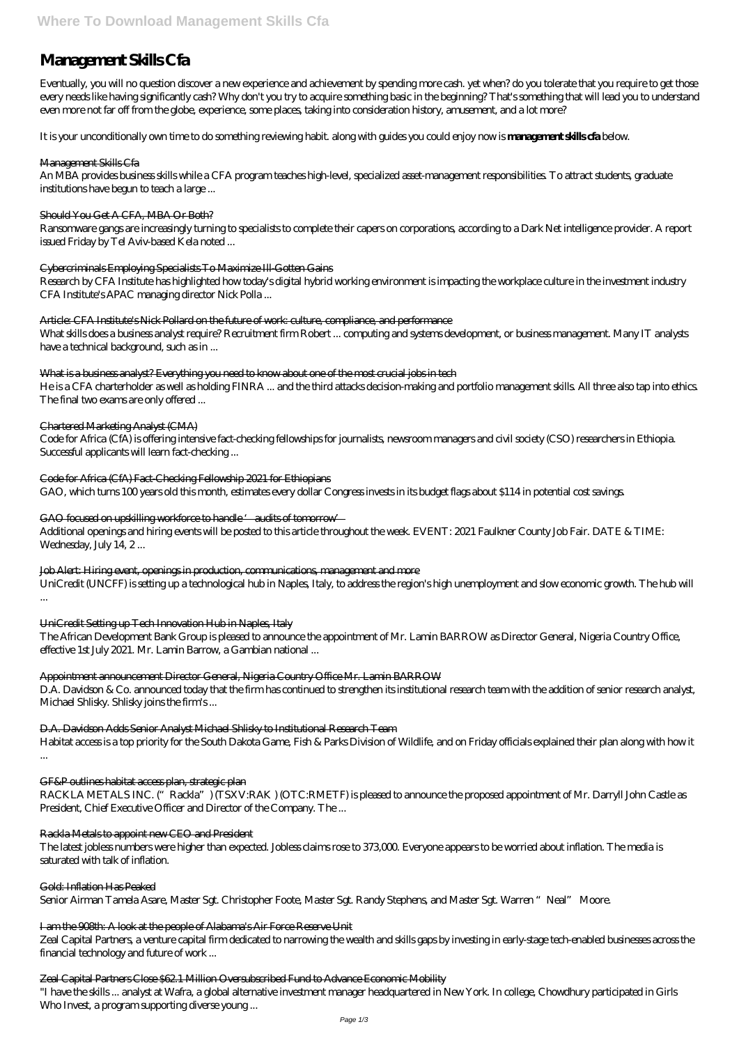# Management Skills Cfa

Eventually, you will no question discover a new experience and achievement by spending more cash. yet when? do you tolerate that you require to get those every needs like having significantly cash? Why don't you try to acquire something basic in the beginning? That's something that will lead you to understand even more not far off from the globe, experience, some places, taking into consideration history, amusement, and a lot more?

It is your unconditionally own time to do something reviewing habit. along with guides you could enjoy now is **management skills cfa** below.

Management Skills Cfa

An MBA provides business skills while a CFA program teaches high-level, specialized asset-management responsibilities. To attract students, graduate institutions have begun to teach a large ...

Should You Get A CFA, MBA Or Both?

Ransomware gangs are increasingly turning to specialists to complete their capers on corporations, according to a Dark Net intelligence provider. A report issued Friday by Tel Aviv-based Kela noted ...

Cybercriminals Employing Specialists To Maximize Ill-Gotten Gains

Research by CFA Institute has highlighted how today's digital hybrid working environment is impacting the workplace culture in the investment industry CFA Institute's APAC managing director Nick Polla ...

Article: CFA Institute's Nick Pollard on the future of work: culture, compliance, and performance

What skills does a business analyst require? Recruitment firm Robert ... computing and systems development, or business management. Many IT analysts have a technical background, such as in ...

What is a business analyst? Everything you need to know about one of the most crucial jobs in tech

He is a CFA charterholder as well as holding FINRA ... and the third attacks decision-making and portfolio management skills. All three also tap into ethics. The final two exams are only offered ...

Chartered Marketing Analyst (CMA)

Code for Africa (CfA) is offering intensive fact-checking fellowships for journalists, newsroom managers and civil society (CSO) researchers in Ethiopia. Successful applicants will learn fact-checking ...

Code for Africa (CfA) Fact-Checking Fellowship 2021 for Ethiopians

GAO, which turns 100 years old this month, estimates every dollar Congress invests in its budget flags about $114 in potential cost savings.

GAO focused on upskilling workforce to handle 'audits of tomorrow'

Additional openings and hiring events will be posted to this article throughout the week. EVENT: 2021 Faulkner County Job Fair. DATE & TIME: Wednesday, July 14, 2 ...

Job Alert: Hiring event, openings in production, communications, management and more

UniCredit (UNCFF) is setting up a technological hub in Naples, Italy, to address the region's high unemployment and slow economic growth. The hub will ...

UniCredit Setting up Tech Innovation Hub in Naples, Italy

The African Development Bank Group is pleased to announce the appointment of Mr. Lamin BARROW as Director General, Nigeria Country Office, effective 1st July 2021. Mr. Lamin Barrow, a Gambian national ...

Appointment announcement Director General, Nigeria Country Office Mr. Lamin BARROW

D.A. Davidson & Co. announced today that the firm has continued to strengthen its institutional research team with the addition of senior research analyst, Michael Shlisky. Shlisky joins the firm's ...

D.A. Davidson Adds Senior Analyst Michael Shlisky to Institutional Research Team

Habitat access is a top priority for the South Dakota Game, Fish & Parks Division of Wildlife, and on Friday officials explained their plan along with how it ...

GF&P outlines habitat access plan, strategic plan

RACKLA METALS INC. ("Rackla") (TSXV:RAK) (OTC:RMETF) is pleased to announce the proposed appointment of Mr. Darryll John Castle as President, Chief Executive Officer and Director of the Company. The ...

Rackla Metals to appoint new CEO and President

The latest jobless numbers were higher than expected. Jobless claims rose to 373,000. Everyone appears to be worried about inflation. The media is saturated with talk of inflation.

Gold: Inflation Has Peaked

Senior Airman Tamela Asare, Master Sgt. Christopher Foote, Master Sgt. Randy Stephens, and Master Sgt. Warren "Neal" Moore.

I am the 908th: A look at the people of Alabama's Air Force Reserve Unit

Zeal Capital Partners, a venture capital firm dedicated to narrowing the wealth and skills gaps by investing in early-stage tech-enabled businesses across the financial technology and future of work ...

Zeal Capital Partners Close $62.1 Million Oversubscribed Fund to Advance Economic Mobility

"I have the skills ... analyst at Wafra, a global alternative investment manager headquartered in New York. In college, Chowdhury participated in Girls Who Invest, a program supporting diverse young ...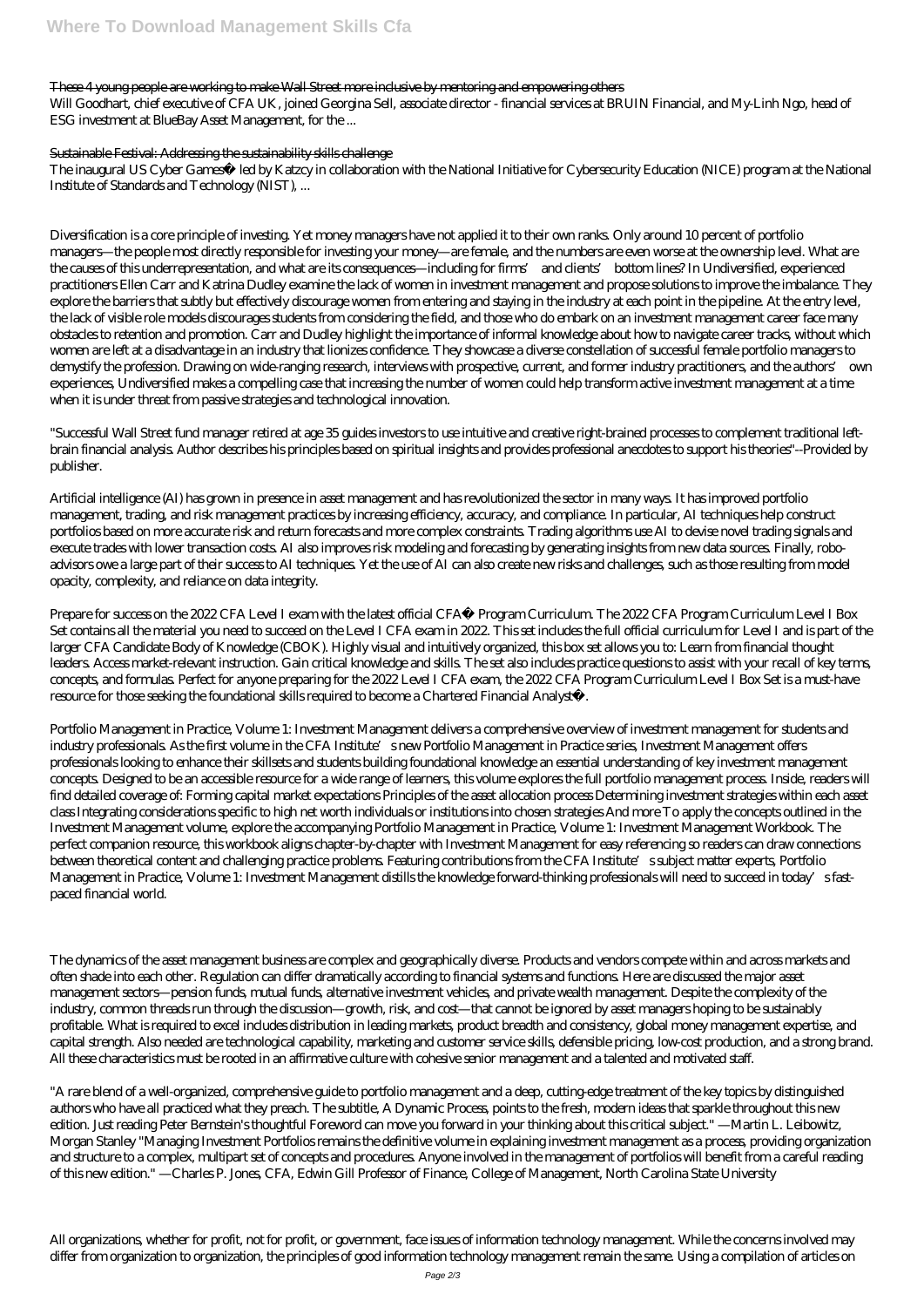These 4 young people are working to make Wall Street more inclusive by mentoring and empowering others

Will Goodhart, chief executive of CFA UK, joined Georgina Sell, associate director - financial services at BRUIN Financial, and My-Linh Ngo, head of ESG investment at BlueBay Asset Management, for the ...

Sustainable Festival: Addressing the sustainability skills challenge

The inaugural US Cyber Games® led by Katzcy in collaboration with the National Initiative for Cybersecurity Education (NICE) program at the National Institute of Standards and Technology (NIST), ...

Diversification is a core principle of investing. Yet money managers have not applied it to their own ranks. Only around 10 percent of portfolio managers—the people most directly responsible for investing your money—are female, and the numbers are even worse at the ownership level. What are the causes of this underrepresentation, and what are its consequences—including for firms' and clients' bottom lines? In Undiversified, experienced practitioners Ellen Carr and Katrina Dudley examine the lack of women in investment management and propose solutions to improve the imbalance. They explore the barriers that subtly but effectively discourage women from entering and staying in the industry at each point in the pipeline. At the entry level, the lack of visible role models discourages students from considering the field, and those who do embark on an investment management career face many obstacles to retention and promotion. Carr and Dudley highlight the importance of informal knowledge about how to navigate career tracks, without which women are left at a disadvantage in an industry that lionizes confidence. They showcase a diverse constellation of successful female portfolio managers to demystify the profession. Drawing on wide-ranging research, interviews with prospective, current, and former industry practitioners, and the authors' own experiences, Undiversified makes a compelling case that increasing the number of women could help transform active investment management at a time when it is under threat from passive strategies and technological innovation.

"Successful Wall Street fund manager retired at age 35 guides investors to use intuitive and creative right-brained processes to complement traditional left-brain financial analysis. Author describes his principles based on spiritual insights and provides professional anecdotes to support his theories"--Provided by publisher.

Artificial intelligence (AI) has grown in presence in asset management and has revolutionized the sector in many ways. It has improved portfolio management, trading, and risk management practices by increasing efficiency, accuracy, and compliance. In particular, AI techniques help construct portfolios based on more accurate risk and return forecasts and more complex constraints. Trading algorithms use AI to devise novel trading signals and execute trades with lower transaction costs. AI also improves risk modeling and forecasting by generating insights from new data sources. Finally, robo-advisors owe a large part of their success to AI techniques. Yet the use of AI can also create new risks and challenges, such as those resulting from model opacity, complexity, and reliance on data integrity.

Prepare for success on the 2022 CFA Level I exam with the latest official CFA® Program Curriculum. The 2022 CFA Program Curriculum Level I Box Set contains all the material you need to succeed on the Level I CFA exam in 2022. This set includes the full official curriculum for Level I and is part of the larger CFA Candidate Body of Knowledge (CBOK). Highly visual and intuitively organized, this box set allows you to: Learn from financial thought leaders. Access market-relevant instruction. Gain critical knowledge and skills. The set also includes practice questions to assist with your recall of key terms, concepts, and formulas. Perfect for anyone preparing for the 2022 Level I CFA exam, the 2022 CFA Program Curriculum Level I Box Set is a must-have resource for those seeking the foundational skills required to become a Chartered Financial Analyst®.

Portfolio Management in Practice, Volume 1: Investment Management delivers a comprehensive overview of investment management for students and industry professionals. As the first volume in the CFA Institute's new Portfolio Management in Practice series, Investment Management offers professionals looking to enhance their skillsets and students building foundational knowledge an essential understanding of key investment management concepts. Designed to be an accessible resource for a wide range of learners, this volume explores the full portfolio management process. Inside, readers will find detailed coverage of: Forming capital market expectations Principles of the asset allocation process Determining investment strategies within each asset class Integrating considerations specific to high net worth individuals or institutions into chosen strategies And more To apply the concepts outlined in the Investment Management volume, explore the accompanying Portfolio Management in Practice, Volume 1: Investment Management Workbook. The perfect companion resource, this workbook aligns chapter-by-chapter with Investment Management for easy referencing so readers can draw connections between theoretical content and challenging practice problems. Featuring contributions from the CFA Institute's subject matter experts, Portfolio Management in Practice, Volume 1: Investment Management distills the knowledge forward-thinking professionals will need to succeed in today's fast-paced financial world.

The dynamics of the asset management business are complex and geographically diverse. Products and vendors compete within and across markets and often shade into each other. Regulation can differ dramatically according to financial systems and functions. Here are discussed the major asset management sectors—pension funds, mutual funds, alternative investment vehicles, and private wealth management. Despite the complexity of the industry, common threads run through the discussion—growth, risk, and cost—that cannot be ignored by asset managers hoping to be sustainably profitable. What is required to excel includes distribution in leading markets, product breadth and consistency, global money management expertise, and capital strength. Also needed are technological capability, marketing and customer service skills, defensible pricing, low-cost production, and a strong brand. All these characteristics must be rooted in an affirmative culture with cohesive senior management and a talented and motivated staff.

"A rare blend of a well-organized, comprehensive guide to portfolio management and a deep, cutting-edge treatment of the key topics by distinguished authors who have all practiced what they preach. The subtitle, A Dynamic Process, points to the fresh, modern ideas that sparkle throughout this new edition. Just reading Peter Bernstein's thoughtful Foreword can move you forward in your thinking about this critical subject." —Martin L. Leibowitz, Morgan Stanley "Managing Investment Portfolios remains the definitive volume in explaining investment management as a process, providing organization and structure to a complex, multipart set of concepts and procedures. Anyone involved in the management of portfolios will benefit from a careful reading of this new edition." —Charles P. Jones, CFA, Edwin Gill Professor of Finance, College of Management, North Carolina State University

All organizations, whether for profit, not for profit, or government, face issues of information technology management. While the concerns involved may differ from organization to organization, the principles of good information technology management remain the same. Using a compilation of articles on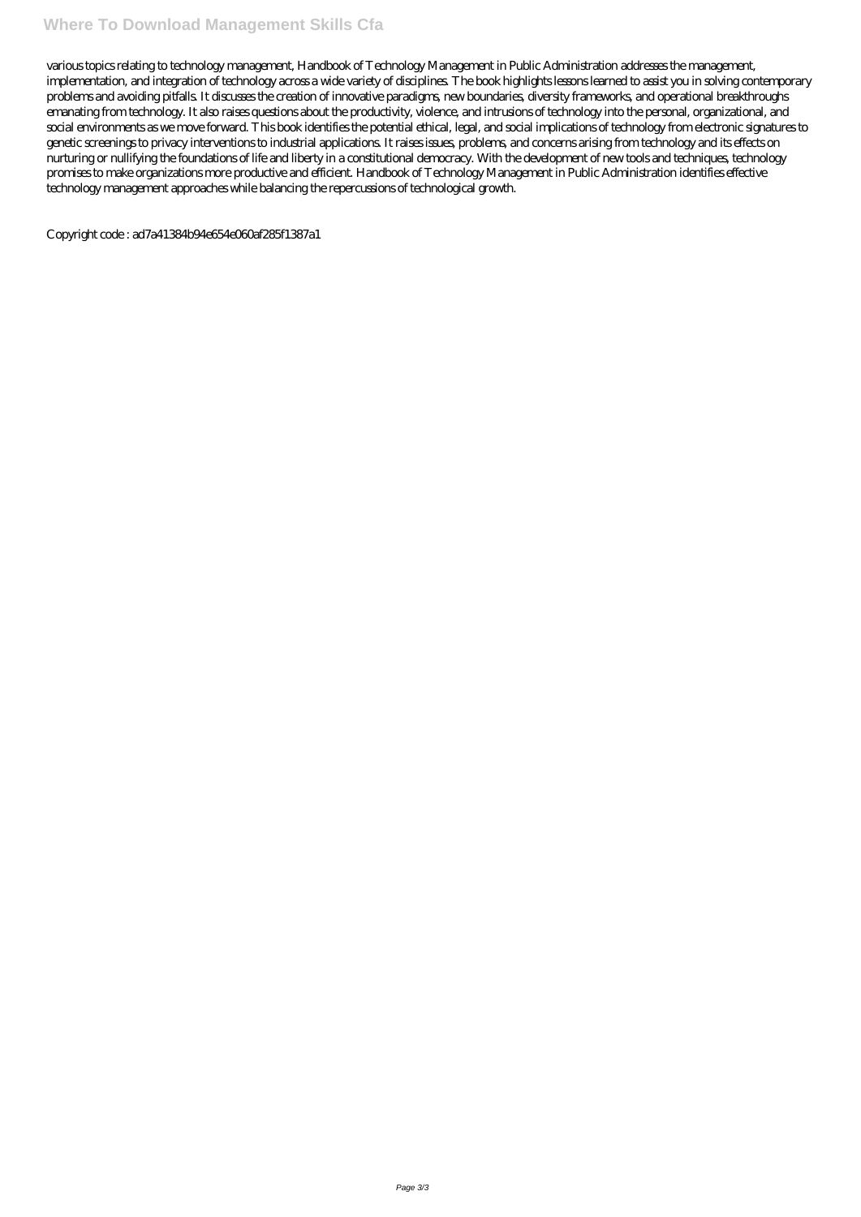various topics relating to technology management, Handbook of Technology Management in Public Administration addresses the management, implementation, and integration of technology across a wide variety of disciplines. The book highlights lessons learned to assist you in solving contemporary problems and avoiding pitfalls. It discusses the creation of innovative paradigms, new boundaries, diversity frameworks, and operational breakthroughs emanating from technology. It also raises questions about the productivity, violence, and intrusions of technology into the personal, organizational, and social environments as we move forward. This book identifies the potential ethical, legal, and social implications of technology from electronic signatures to genetic screenings to privacy interventions to industrial applications. It raises issues, problems, and concerns arising from technology and its effects on nurturing or nullifying the foundations of life and liberty in a constitutional democracy. With the development of new tools and techniques, technology promises to make organizations more productive and efficient. Handbook of Technology Management in Public Administration identifies effective technology management approaches while balancing the repercussions of technological growth.

Copyright code : ad7a41384b94e654e060af285f1387a1